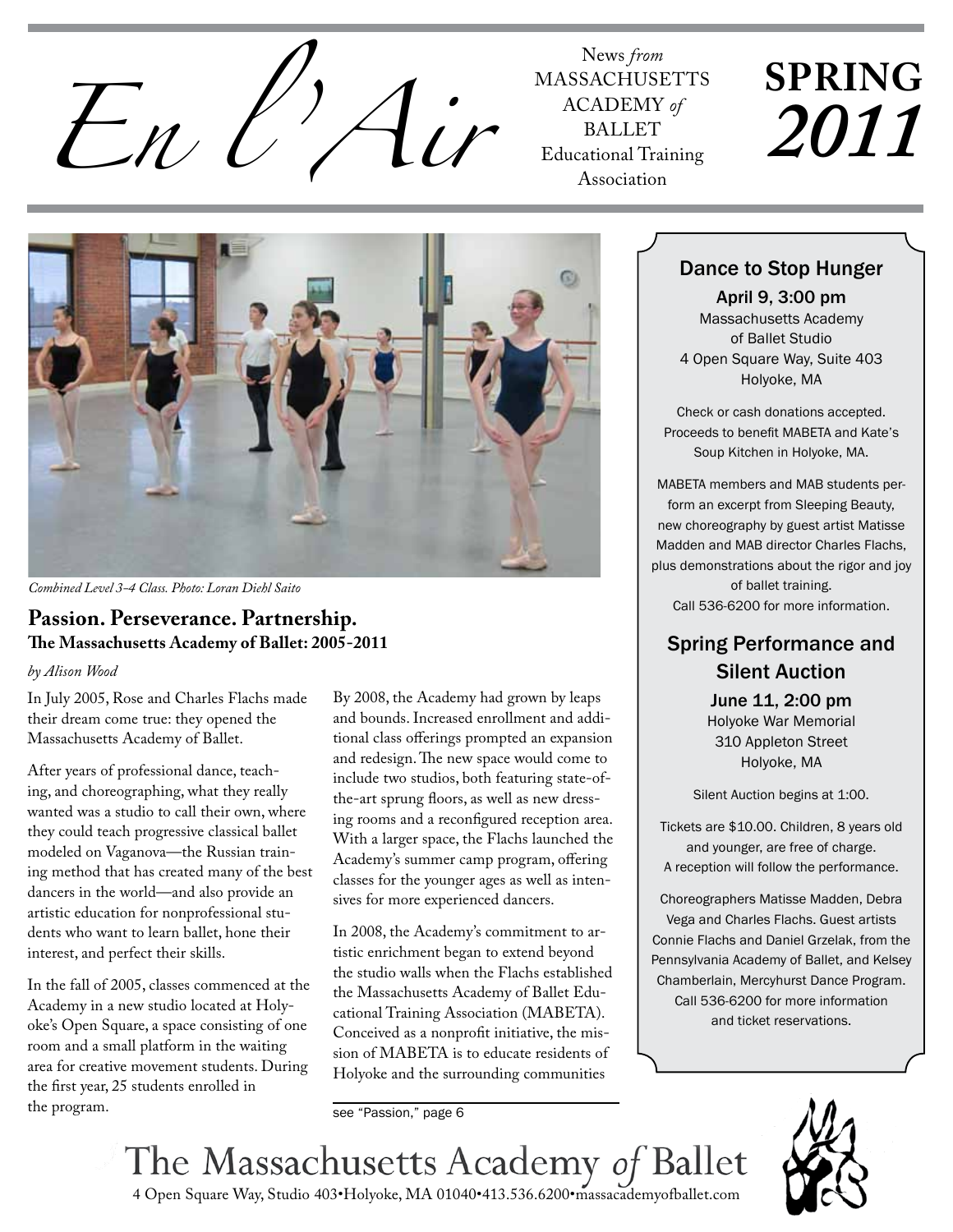# En l'Air

News *from* MASSACHUSETTS ACADEMY *of* BALLET Educational Training Association

**SPRING *2011***

*Combined Level 3–4 Class. Photo: Loran Diehl Saito*

## Passion. Perseverance. Partnership.
### The Massachusetts Academy of Ballet: 2005-2011

*by Alison Wood*

In July 2005, Rose and Charles Flachs made their dream come true: they opened the Massachusetts Academy of Ballet.

After years of professional dance, teaching, and choreographing, what they really wanted was a studio to call their own, where they could teach progressive classical ballet modeled on Vaganova—the Russian training method that has created many of the best dancers in the world—and also provide an artistic education for nonprofessional students who want to learn ballet, hone their interest, and perfect their skills.

In the fall of 2005, classes commenced at the Academy in a new studio located at Holyoke's Open Square, a space consisting of one room and a small platform in the waiting area for creative movement students. During the first year, 25 students enrolled in the program.

By 2008, the Academy had grown by leaps and bounds. Increased enrollment and additional class offerings prompted an expansion and redesign. The new space would come to include two studios, both featuring state-of-the-art sprung floors, as well as new dressing rooms and a reconfigured reception area. With a larger space, the Flachs launched the Academy's summer camp program, offering classes for the younger ages as well as intensives for more experienced dancers.

In 2008, the Academy's commitment to artistic enrichment began to extend beyond the studio walls when the Flachs established the Massachusetts Academy of Ballet Educational Training Association (MABETA). Conceived as a nonprofit initiative, the mission of MABETA is to educate residents of Holyoke and the surrounding communities

see "Passion," page 6

---

### Dance to Stop Hunger

**April 9, 3:00 pm**
Massachusetts Academy of Ballet Studio
4 Open Square Way, Suite 403
Holyoke, MA

Check or cash donations accepted. Proceeds to benefit MABETA and Kate's Soup Kitchen in Holyoke, MA.

MABETA members and MAB students perform an excerpt from Sleeping Beauty, new choreography by guest artist Matisse Madden and MAB director Charles Flachs, plus demonstrations about the rigor and joy of ballet training.
Call 536-6200 for more information.

### Spring Performance and Silent Auction

**June 11, 2:00 pm**
Holyoke War Memorial
310 Appleton Street
Holyoke, MA

Silent Auction begins at 1:00.

Tickets are $10.00. Children, 8 years old and younger, are free of charge.
A reception will follow the performance.

Choreographers Matisse Madden, Debra Vega and Charles Flachs. Guest artists Connie Flachs and Daniel Grzelak, from the Pennsylvania Academy of Ballet, and Kelsey Chamberlain, Mercyhurst Dance Program.
Call 536-6200 for more information and ticket reservations.

---

The Massachusetts Academy *of* Ballet
4 Open Square Way, Studio 403•Holyoke, MA 01040•413.536.6200•massacademyofballet.com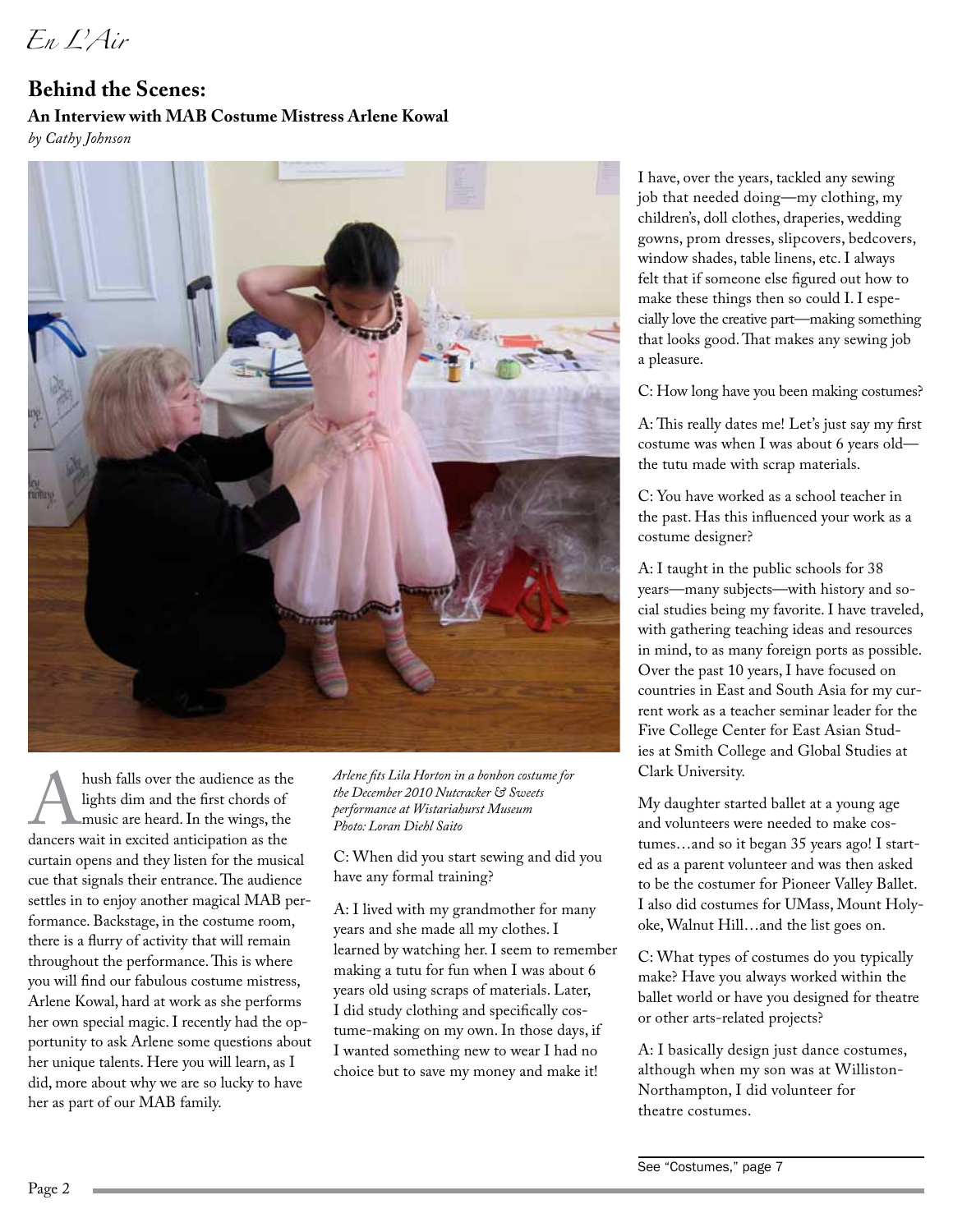## Behind the Scenes:

### An Interview with MAB Costume Mistress Arlene Kowal

*by Cathy Johnson*

*Arlene fits Lila Horton in a bonbon costume for the December 2010 Nutcracker & Sweets performance at Wistariahurst Museum*
*Photo: Loran Diehl Saito*

A hush falls over the audience as the lights dim and the first chords of music are heard. In the wings, the dancers wait in excited anticipation as the curtain opens and they listen for the musical cue that signals their entrance. The audience settles in to enjoy another magical MAB performance. Backstage, in the costume room, there is a flurry of activity that will remain throughout the performance. This is where you will find our fabulous costume mistress, Arlene Kowal, hard at work as she performs her own special magic. I recently had the opportunity to ask Arlene some questions about her unique talents. Here you will learn, as I did, more about why we are so lucky to have her as part of our MAB family.

C: When did you start sewing and did you have any formal training?

A: I lived with my grandmother for many years and she made all my clothes. I learned by watching her. I seem to remember making a tutu for fun when I was about 6 years old using scraps of materials. Later, I did study clothing and specifically costume-making on my own. In those days, if I wanted something new to wear I had no choice but to save my money and make it!

I have, over the years, tackled any sewing job that needed doing—my clothing, my children's, doll clothes, draperies, wedding gowns, prom dresses, slipcovers, bedcovers, window shades, table linens, etc. I always felt that if someone else figured out how to make these things then so could I. I especially love the creative part—making something that looks good. That makes any sewing job a pleasure.

C: How long have you been making costumes?

A: This really dates me! Let's just say my first costume was when I was about 6 years old—the tutu made with scrap materials.

C: You have worked as a school teacher in the past. Has this influenced your work as a costume designer?

A: I taught in the public schools for 38 years—many subjects—with history and social studies being my favorite. I have traveled, with gathering teaching ideas and resources in mind, to as many foreign ports as possible. Over the past 10 years, I have focused on countries in East and South Asia for my current work as a teacher seminar leader for the Five College Center for East Asian Studies at Smith College and Global Studies at Clark University.

My daughter started ballet at a young age and volunteers were needed to make costumes…and so it began 35 years ago! I started as a parent volunteer and was then asked to be the costumer for Pioneer Valley Ballet. I also did costumes for UMass, Mount Holyoke, Walnut Hill…and the list goes on.

C: What types of costumes do you typically make? Have you always worked within the ballet world or have you designed for theatre or other arts-related projects?

A: I basically design just dance costumes, although when my son was at Williston-Northampton, I did volunteer for theatre costumes.

See "Costumes," page 7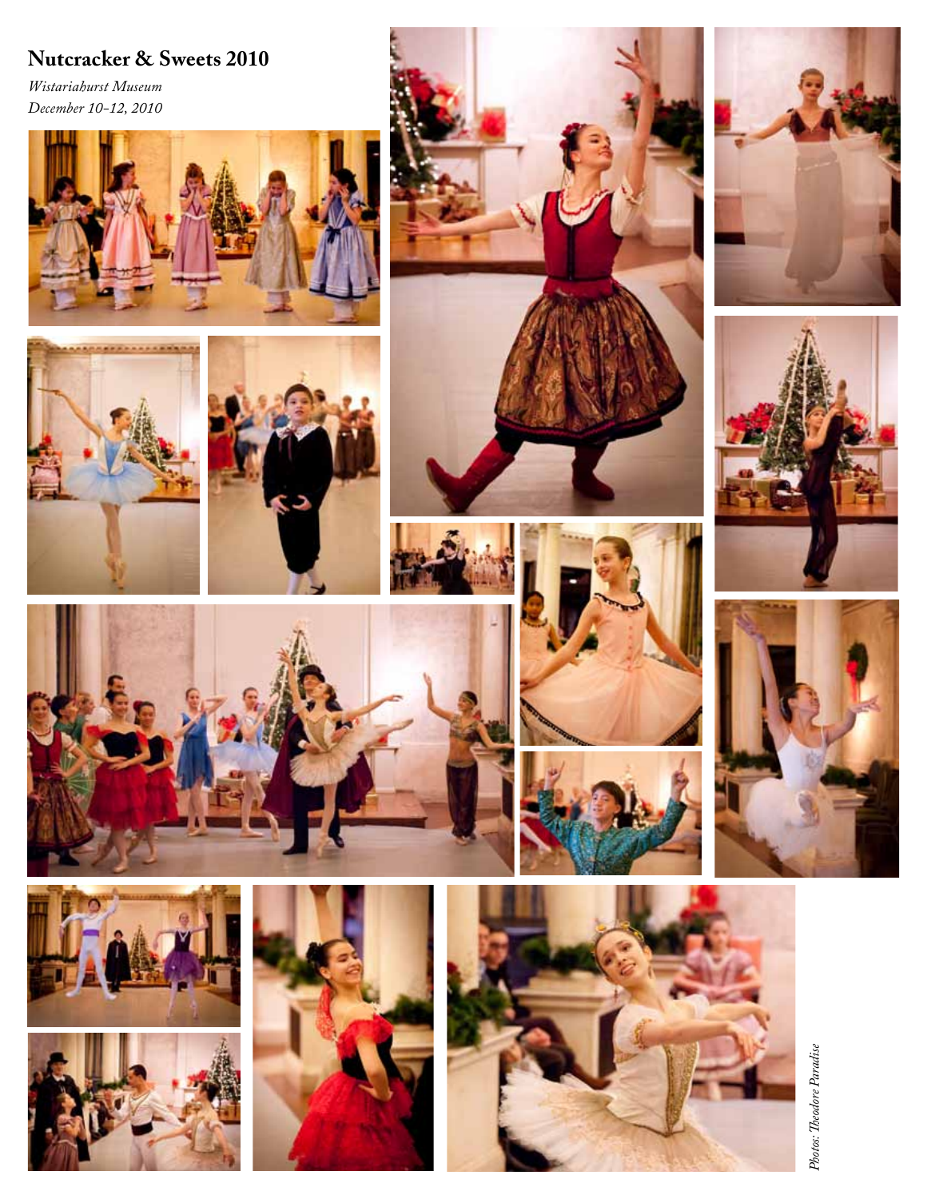# Nutcracker & Sweets 2010

*Wistariahurst Museum*
*December 10–12, 2010*

*Photos: Theodore Paradise*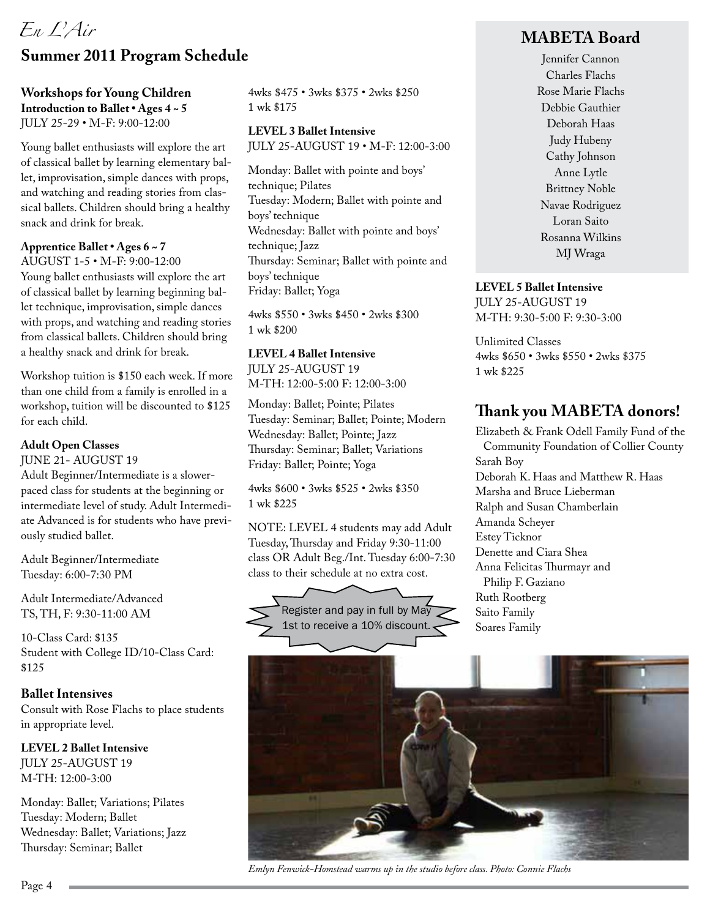*En L'Air*

## Summer 2011 Program Schedule

### Workshops for Young Children

**Introduction to Ballet • Ages 4 ~ 5**
JULY 25-29 • M-F: 9:00-12:00

Young ballet enthusiasts will explore the art of classical ballet by learning elementary ballet, improvisation, simple dances with props, and watching and reading stories from classical ballets. Children should bring a healthy snack and drink for break.

**Apprentice Ballet • Ages 6 ~ 7**
AUGUST 1-5 • M-F: 9:00-12:00
Young ballet enthusiasts will explore the art of classical ballet by learning beginning ballet technique, improvisation, simple dances with props, and watching and reading stories from classical ballets. Children should bring a healthy snack and drink for break.

Workshop tuition is $150 each week. If more than one child from a family is enrolled in a workshop, tuition will be discounted to $125 for each child.

### Adult Open Classes

JUNE 21- AUGUST 19
Adult Beginner/Intermediate is a slower-paced class for students at the beginning or intermediate level of study. Adult Intermediate Advanced is for students who have previously studied ballet.

Adult Beginner/Intermediate
Tuesday: 6:00-7:30 PM

Adult Intermediate/Advanced
TS, TH, F: 9:30-11:00 AM

10-Class Card: $135
Student with College ID/10-Class Card: $125

### Ballet Intensives

Consult with Rose Flachs to place students in appropriate level.

**LEVEL 2 Ballet Intensive**
JULY 25-AUGUST 19
M-TH: 12:00-3:00

Monday: Ballet; Variations; Pilates
Tuesday: Modern; Ballet
Wednesday: Ballet; Variations; Jazz
Thursday: Seminar; Ballet

4wks $475 • 3wks $375 • 2wks $250
1 wk $175

**LEVEL 3 Ballet Intensive**
JULY 25-AUGUST 19 • M-F: 12:00-3:00

Monday: Ballet with pointe and boys' technique; Pilates
Tuesday: Modern; Ballet with pointe and boys' technique
Wednesday: Ballet with pointe and boys' technique; Jazz
Thursday: Seminar; Ballet with pointe and boys' technique
Friday: Ballet; Yoga

4wks $550 • 3wks $450 • 2wks $300
1 wk $200

**LEVEL 4 Ballet Intensive**
JULY 25-AUGUST 19
M-TH: 12:00-5:00 F: 12:00-3:00

Monday: Ballet; Pointe; Pilates
Tuesday: Seminar; Ballet; Pointe; Modern
Wednesday: Ballet; Pointe; Jazz
Thursday: Seminar; Ballet; Variations
Friday: Ballet; Pointe; Yoga

4wks $600 • 3wks $525 • 2wks $350
1 wk $225

NOTE: LEVEL 4 students may add Adult Tuesday, Thursday and Friday 9:30-11:00 class OR Adult Beg./Int. Tuesday 6:00-7:30 class to their schedule at no extra cost.

Register and pay in full by May 1st to receive a 10% discount.

**LEVEL 5 Ballet Intensive**
JULY 25-AUGUST 19
M-TH: 9:30-5:00 F: 9:30-3:00

Unlimited Classes
4wks $650 • 3wks $550 • 2wks $375
1 wk $225

## MABETA Board

Jennifer Cannon
Charles Flachs
Rose Marie Flachs
Debbie Gauthier
Deborah Haas
Judy Hubeny
Cathy Johnson
Anne Lytle
Brittney Noble
Navae Rodriguez
Loran Saito
Rosanna Wilkins
MJ Wraga

## Thank you MABETA donors!

Elizabeth & Frank Odell Family Fund of the Community Foundation of Collier County
Sarah Boy
Deborah K. Haas and Matthew R. Haas
Marsha and Bruce Lieberman
Ralph and Susan Chamberlain
Amanda Scheyer
Estey Ticknor
Denette and Ciara Shea
Anna Felicitas Thurmayr and Philip F. Gaziano
Ruth Rootberg
Saito Family
Soares Family

*Emlyn Fenwick-Homstead warms up in the studio before class. Photo: Connie Flachs*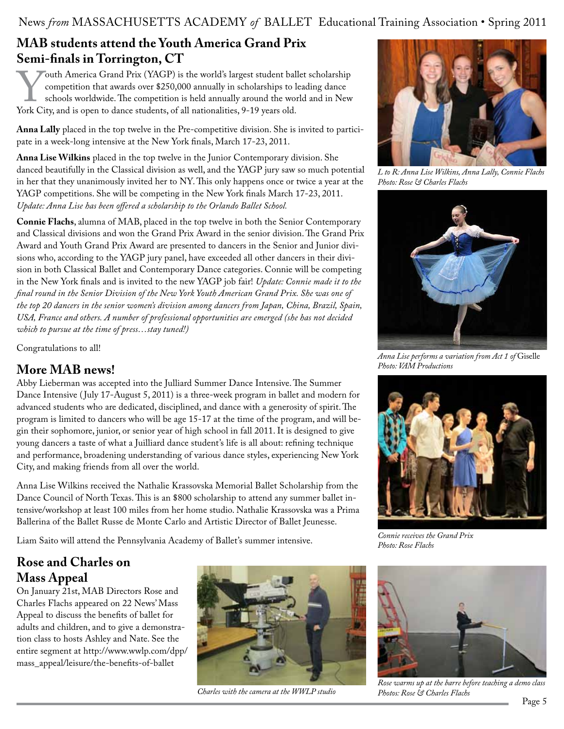## MAB students attend the Youth America Grand Prix Semi-finals in Torrington, CT

Youth America Grand Prix (YAGP) is the world's largest student ballet scholarship competition that awards over $250,000 annually in scholarships to leading dance schools worldwide. The competition is held annually around the world and in New York City, and is open to dance students, of all nationalities, 9-19 years old.

**Anna Lally** placed in the top twelve in the Pre-competitive division. She is invited to participate in a week-long intensive at the New York finals, March 17-23, 2011.

**Anna Lise Wilkins** placed in the top twelve in the Junior Contemporary division. She danced beautifully in the Classical division as well, and the YAGP jury saw so much potential in her that they unanimously invited her to NY. This only happens once or twice a year at the YAGP competitions. She will be competing in the New York finals March 17-23, 2011. *Update: Anna Lise has been offered a scholarship to the Orlando Ballet School.*

**Connie Flachs**, alumna of MAB, placed in the top twelve in both the Senior Contemporary and Classical divisions and won the Grand Prix Award in the senior division. The Grand Prix Award and Youth Grand Prix Award are presented to dancers in the Senior and Junior divisions who, according to the YAGP jury panel, have exceeded all other dancers in their division in both Classical Ballet and Contemporary Dance categories. Connie will be competing in the New York finals and is invited to the new YAGP job fair! *Update: Connie made it to the final round in the Senior Division of the New York Youth American Grand Prix. She was one of the top 20 dancers in the senior women's division among dancers from Japan, China, Brazil, Spain, USA, France and others. A number of professional opportunities are emerged (she has not decided which to pursue at the time of press…stay tuned!)*

Congratulations to all!

*L to R: Anna Lise Wilkins, Anna Lally, Connie Flachs*
*Photo: Rose & Charles Flachs*

*Anna Lise performs a variation from Act 1 of* Giselle
*Photo: VAM Productions*

*Connie receives the Grand Prix*
*Photo: Rose Flachs*

## More MAB news!

Abby Lieberman was accepted into the Julliard Summer Dance Intensive. The Summer Dance Intensive (July 17-August 5, 2011) is a three-week program in ballet and modern for advanced students who are dedicated, disciplined, and dance with a generosity of spirit. The program is limited to dancers who will be age 15-17 at the time of the program, and will begin their sophomore, junior, or senior year of high school in fall 2011. It is designed to give young dancers a taste of what a Juilliard dance student's life is all about: refining technique and performance, broadening understanding of various dance styles, experiencing New York City, and making friends from all over the world.

Anna Lise Wilkins received the Nathalie Krassovska Memorial Ballet Scholarship from the Dance Council of North Texas. This is an $800 scholarship to attend any summer ballet intensive/workshop at least 100 miles from her home studio. Nathalie Krassovska was a Prima Ballerina of the Ballet Russe de Monte Carlo and Artistic Director of Ballet Jeunesse.

Liam Saito will attend the Pennsylvania Academy of Ballet's summer intensive.

## Rose and Charles on Mass Appeal

On January 21st, MAB Directors Rose and Charles Flachs appeared on 22 News' Mass Appeal to discuss the benefits of ballet for adults and children, and to give a demonstration class to hosts Ashley and Nate. See the entire segment at http://www.wwlp.com/dpp/mass_appeal/leisure/the-benefits-of-ballet

*Charles with the camera at the WWLP studio*

*Rose warms up at the barre before teaching a demo class*
*Photos: Rose & Charles Flachs*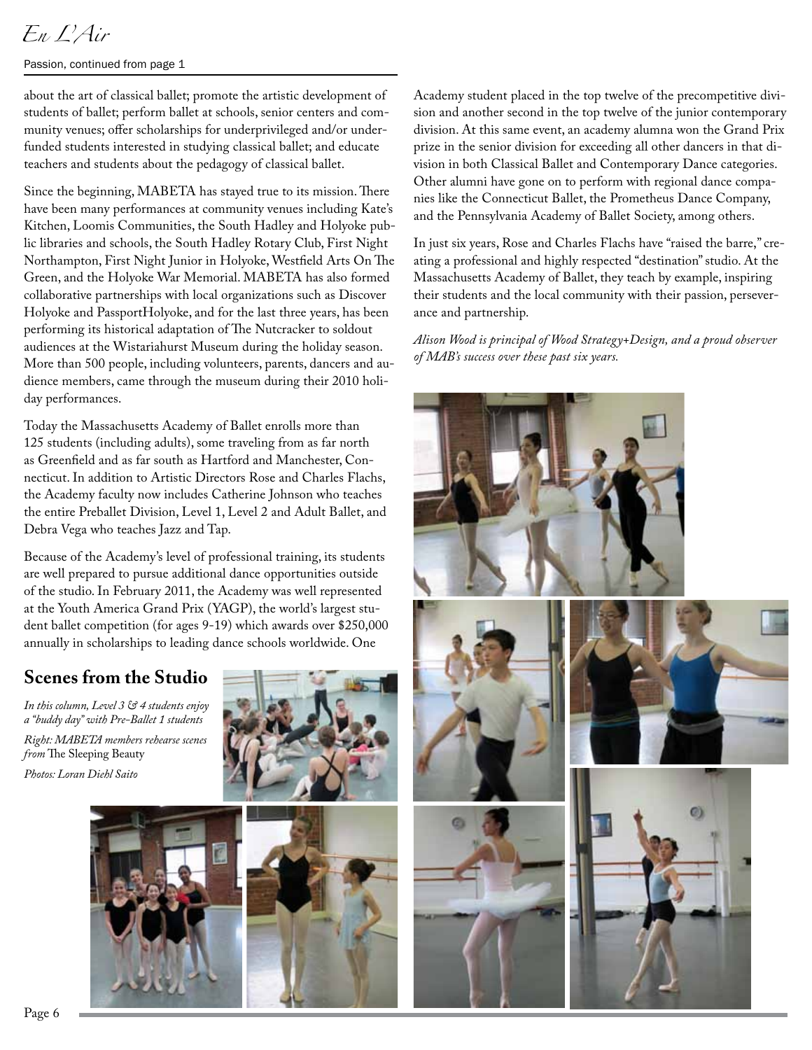Passion, continued from page 1

about the art of classical ballet; promote the artistic development of students of ballet; perform ballet at schools, senior centers and community venues; offer scholarships for underprivileged and/or underfunded students interested in studying classical ballet; and educate teachers and students about the pedagogy of classical ballet.

Since the beginning, MABETA has stayed true to its mission. There have been many performances at community venues including Kate's Kitchen, Loomis Communities, the South Hadley and Holyoke public libraries and schools, the South Hadley Rotary Club, First Night Northampton, First Night Junior in Holyoke, Westfield Arts On The Green, and the Holyoke War Memorial. MABETA has also formed collaborative partnerships with local organizations such as Discover Holyoke and PassportHolyoke, and for the last three years, has been performing its historical adaptation of The Nutcracker to soldout audiences at the Wistariahurst Museum during the holiday season. More than 500 people, including volunteers, parents, dancers and audience members, came through the museum during their 2010 holiday performances.

Today the Massachusetts Academy of Ballet enrolls more than 125 students (including adults), some traveling from as far north as Greenfield and as far south as Hartford and Manchester, Connecticut. In addition to Artistic Directors Rose and Charles Flachs, the Academy faculty now includes Catherine Johnson who teaches the entire Preballet Division, Level 1, Level 2 and Adult Ballet, and Debra Vega who teaches Jazz and Tap.

Because of the Academy's level of professional training, its students are well prepared to pursue additional dance opportunities outside of the studio. In February 2011, the Academy was well represented at the Youth America Grand Prix (YAGP), the world's largest student ballet competition (for ages 9-19) which awards over $250,000 annually in scholarships to leading dance schools worldwide. One Academy student placed in the top twelve of the precompetitive division and another second in the top twelve of the junior contemporary division. At this same event, an academy alumna won the Grand Prix prize in the senior division for exceeding all other dancers in that division in both Classical Ballet and Contemporary Dance categories. Other alumni have gone on to perform with regional dance companies like the Connecticut Ballet, the Prometheus Dance Company, and the Pennsylvania Academy of Ballet Society, among others.

In just six years, Rose and Charles Flachs have "raised the barre," creating a professional and highly respected "destination" studio. At the Massachusetts Academy of Ballet, they teach by example, inspiring their students and the local community with their passion, perseverance and partnership.

*Alison Wood is principal of Wood Strategy+Design, and a proud observer of MAB's success over these past six years.*

## Scenes from the Studio

*In this column, Level 3 & 4 students enjoy a "buddy day" with Pre-Ballet 1 students*

*Right: MABETA members rehearse scenes from* The Sleeping Beauty

*Photos: Loran Diehl Saito*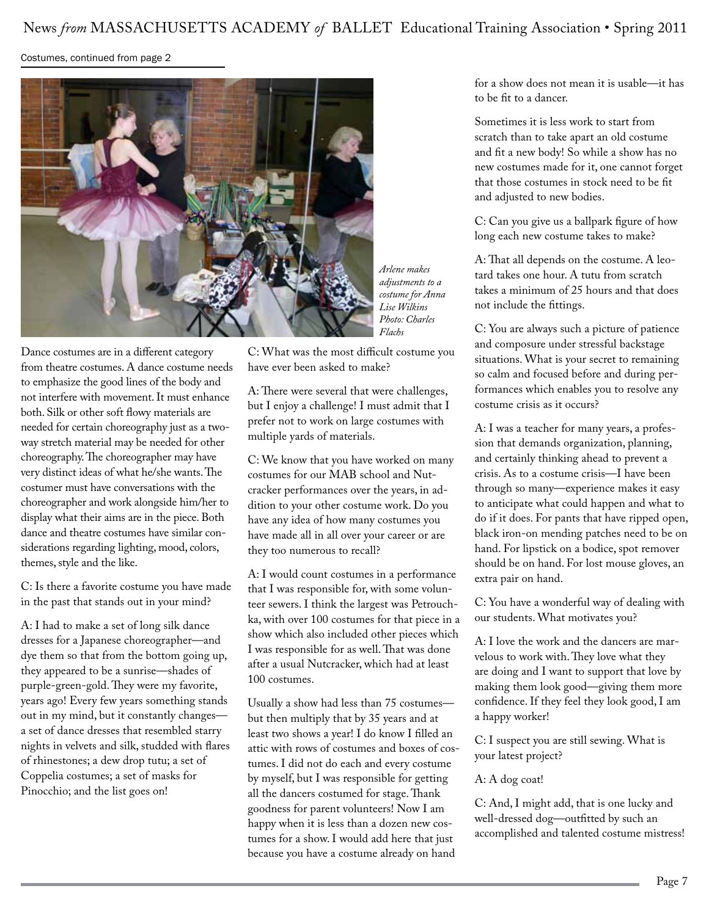Costumes, continued from page 2

*Arlene makes adjustments to a costume for Anna Lise Wilkins Photo: Charles Flachs*

Dance costumes are in a different category from theatre costumes. A dance costume needs to emphasize the good lines of the body and not interfere with movement. It must enhance both. Silk or other soft flowy materials are needed for certain choreography just as a two-way stretch material may be needed for other choreography. The choreographer may have very distinct ideas of what he/she wants. The costumer must have conversations with the choreographer and work alongside him/her to display what their aims are in the piece. Both dance and theatre costumes have similar considerations regarding lighting, mood, colors, themes, style and the like.

C: Is there a favorite costume you have made in the past that stands out in your mind?

A: I had to make a set of long silk dance dresses for a Japanese choreographer—and dye them so that from the bottom going up, they appeared to be a sunrise—shades of purple-green-gold. They were my favorite, years ago! Every few years something stands out in my mind, but it constantly changes—a set of dance dresses that resembled starry nights in velvets and silk, studded with flares of rhinestones; a dew drop tutu; a set of Coppelia costumes; a set of masks for Pinocchio; and the list goes on!

C: What was the most difficult costume you have ever been asked to make?

A: There were several that were challenges, but I enjoy a challenge! I must admit that I prefer not to work on large costumes with multiple yards of materials.

C: We know that you have worked on many costumes for our MAB school and Nutcracker performances over the years, in addition to your other costume work. Do you have any idea of how many costumes you have made all in all over your career or are they too numerous to recall?

A: I would count costumes in a performance that I was responsible for, with some volunteer sewers. I think the largest was Petrouchka, with over 100 costumes for that piece in a show which also included other pieces which I was responsible for as well. That was done after a usual Nutcracker, which had at least 100 costumes.

Usually a show had less than 75 costumes—but then multiply that by 35 years and at least two shows a year! I do know I filled an attic with rows of costumes and boxes of costumes. I did not do each and every costume by myself, but I was responsible for getting all the dancers costumed for stage. Thank goodness for parent volunteers! Now I am happy when it is less than a dozen new costumes for a show. I would add here that just because you have a costume already on hand for a show does not mean it is usable—it has to be fit to a dancer.

Sometimes it is less work to start from scratch than to take apart an old costume and fit a new body! So while a show has no new costumes made for it, one cannot forget that those costumes in stock need to be fit and adjusted to new bodies.

C: Can you give us a ballpark figure of how long each new costume takes to make?

A: That all depends on the costume. A leotard takes one hour. A tutu from scratch takes a minimum of 25 hours and that does not include the fittings.

C: You are always such a picture of patience and composure under stressful backstage situations. What is your secret to remaining so calm and focused before and during performances which enables you to resolve any costume crisis as it occurs?

A: I was a teacher for many years, a profession that demands organization, planning, and certainly thinking ahead to prevent a crisis. As to a costume crisis—I have been through so many—experience makes it easy to anticipate what could happen and what to do if it does. For pants that have ripped open, black iron-on mending patches need to be on hand. For lipstick on a bodice, spot remover should be on hand. For lost mouse gloves, an extra pair on hand.

C: You have a wonderful way of dealing with our students. What motivates you?

A: I love the work and the dancers are marvelous to work with. They love what they are doing and I want to support that love by making them look good—giving them more confidence. If they feel they look good, I am a happy worker!

C: I suspect you are still sewing. What is your latest project?

A: A dog coat!

C: And, I might add, that is one lucky and well-dressed dog—outfitted by such an accomplished and talented costume mistress!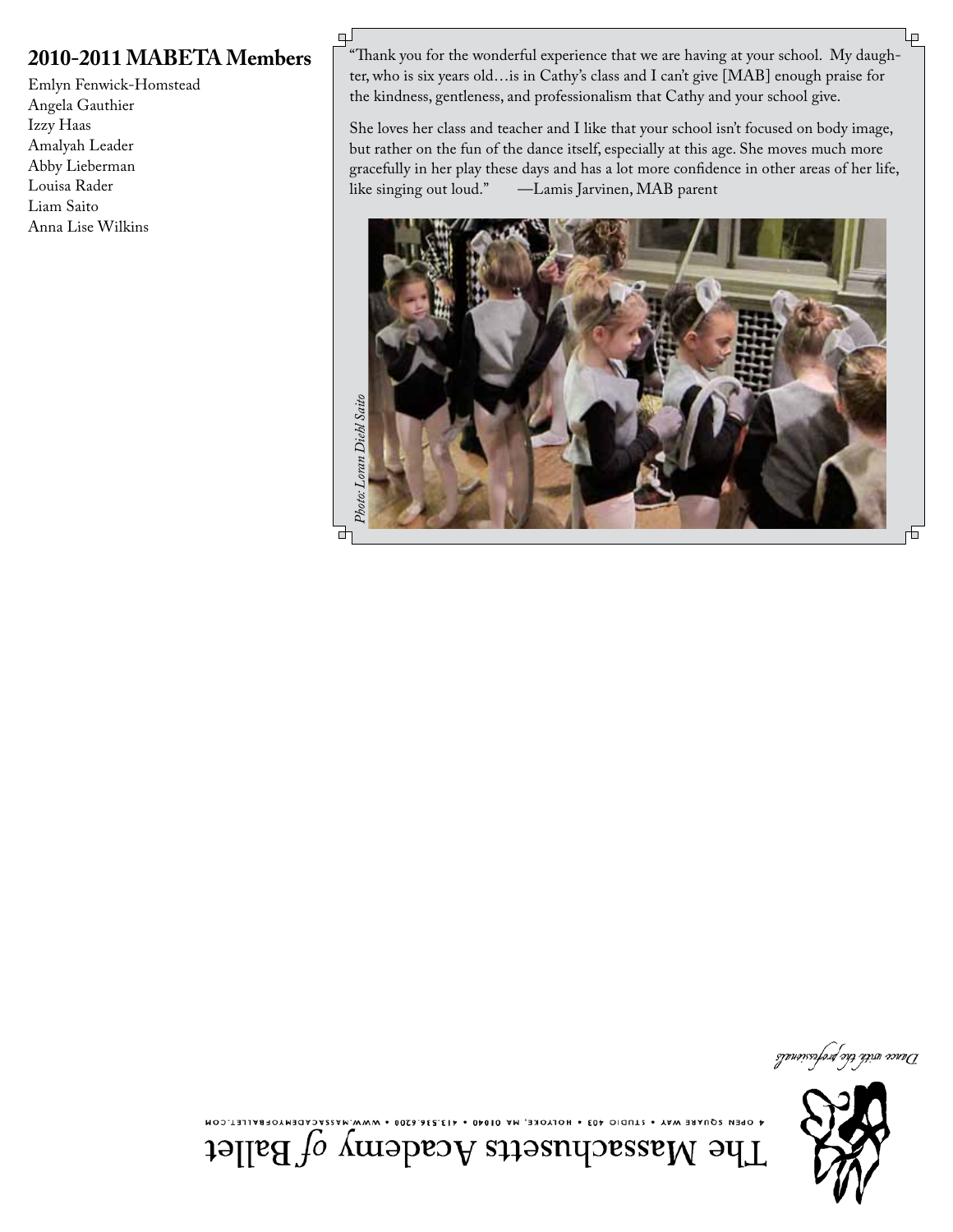## 2010-2011 MABETA Members

Emlyn Fenwick-Homstead
Angela Gauthier
Izzy Haas
Amalyah Leader
Abby Lieberman
Louisa Rader
Liam Saito
Anna Lise Wilkins

"Thank you for the wonderful experience that we are having at your school. My daughter, who is six years old…is in Cathy's class and I can't give [MAB] enough praise for the kindness, gentleness, and professionalism that Cathy and your school give.

She loves her class and teacher and I like that your school isn't focused on body image, but rather on the fun of the dance itself, especially at this age. She moves much more gracefully in her play these days and has a lot more confidence in other areas of her life, like singing out loud." —Lamis Jarvinen, MAB parent

*Photo: Loran Diehl Saito*

The Massachusetts Academy *of* Ballet

4 OPEN SQUARE WAY • STUDIO 403 • HOLYOKE, MA 01040 • 413.536.6200 • WWW.MASSACADEMYOFBALLET.COM

*Dance with the professionals*